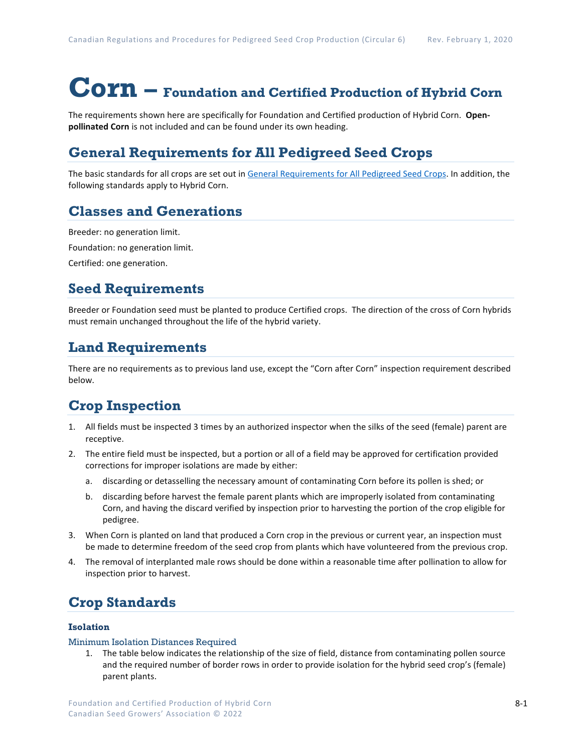# Corn – Foundation and Certified Production of Hybrid Corn

The requirements shown here are specifically for Foundation and Certified production of Hybrid Corn. **Open-pollinated Corn** is not included and can be found under its own heading.

## General Requirements for All Pedigreed Seed Crops

The basic standards for all crops are set out in General Requirements for All Pedigreed Seed Crops. In addition, the following standards apply to Hybrid Corn.

## Classes and Generations

Breeder: no generation limit.

Foundation: no generation limit.

Certified: one generation.

## Seed Requirements

Breeder or Foundation seed must be planted to produce Certified crops. The direction of the cross of Corn hybrids must remain unchanged throughout the life of the hybrid variety.

## Land Requirements

There are no requirements as to previous land use, except the "Corn after Corn" inspection requirement described below.

## Crop Inspection

1. All fields must be inspected 3 times by an authorized inspector when the silks of the seed (female) parent are receptive.
2. The entire field must be inspected, but a portion or all of a field may be approved for certification provided corrections for improper isolations are made by either:
   a. discarding or detasselling the necessary amount of contaminating Corn before its pollen is shed; or
   b. discarding before harvest the female parent plants which are improperly isolated from contaminating Corn, and having the discard verified by inspection prior to harvesting the portion of the crop eligible for pedigree.
3. When Corn is planted on land that produced a Corn crop in the previous or current year, an inspection must be made to determine freedom of the seed crop from plants which have volunteered from the previous crop.
4. The removal of interplanted male rows should be done within a reasonable time after pollination to allow for inspection prior to harvest.

## Crop Standards

### Isolation

#### Minimum Isolation Distances Required

1. The table below indicates the relationship of the size of field, distance from contaminating pollen source and the required number of border rows in order to provide isolation for the hybrid seed crop's (female) parent plants.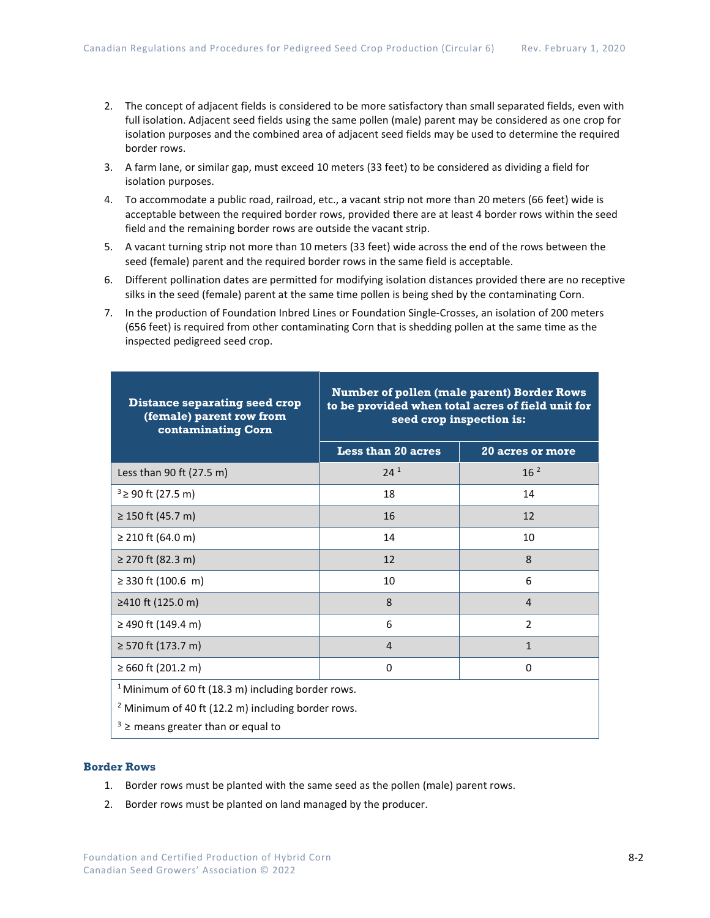2. The concept of adjacent fields is considered to be more satisfactory than small separated fields, even with full isolation. Adjacent seed fields using the same pollen (male) parent may be considered as one crop for isolation purposes and the combined area of adjacent seed fields may be used to determine the required border rows.
3. A farm lane, or similar gap, must exceed 10 meters (33 feet) to be considered as dividing a field for isolation purposes.
4. To accommodate a public road, railroad, etc., a vacant strip not more than 20 meters (66 feet) wide is acceptable between the required border rows, provided there are at least 4 border rows within the seed field and the remaining border rows are outside the vacant strip.
5. A vacant turning strip not more than 10 meters (33 feet) wide across the end of the rows between the seed (female) parent and the required border rows in the same field is acceptable.
6. Different pollination dates are permitted for modifying isolation distances provided there are no receptive silks in the seed (female) parent at the same time pollen is being shed by the contaminating Corn.
7. In the production of Foundation Inbred Lines or Foundation Single-Crosses, an isolation of 200 meters (656 feet) is required from other contaminating Corn that is shedding pollen at the same time as the inspected pedigreed seed crop.

| Distance separating seed crop (female) parent row from contaminating Corn | Number of pollen (male parent) Border Rows to be provided when total acres of field unit for seed crop inspection is: | |
|---|---|---|
| | Less than 20 acres | 20 acres or more |
| Less than 90 ft (27.5 m) | 24 [1] | 16 [2] |
| [3] ≥ 90 ft (27.5 m) | 18 | 14 |
| ≥ 150 ft (45.7 m) | 16 | 12 |
| ≥ 210 ft (64.0 m) | 14 | 10 |
| ≥ 270 ft (82.3 m) | 12 | 8 |
| ≥ 330 ft (100.6 m) | 10 | 6 |
| ≥410 ft (125.0 m) | 8 | 4 |
| ≥ 490 ft (149.4 m) | 6 | 2 |
| ≥ 570 ft (173.7 m) | 4 | 1 |
| ≥ 660 ft (201.2 m) | 0 | 0 |

[1] Minimum of 60 ft (18.3 m) including border rows.

[2] Minimum of 40 ft (12.2 m) including border rows.

[3] ≥ means greater than or equal to

### Border Rows

1. Border rows must be planted with the same seed as the pollen (male) parent rows.
2. Border rows must be planted on land managed by the producer.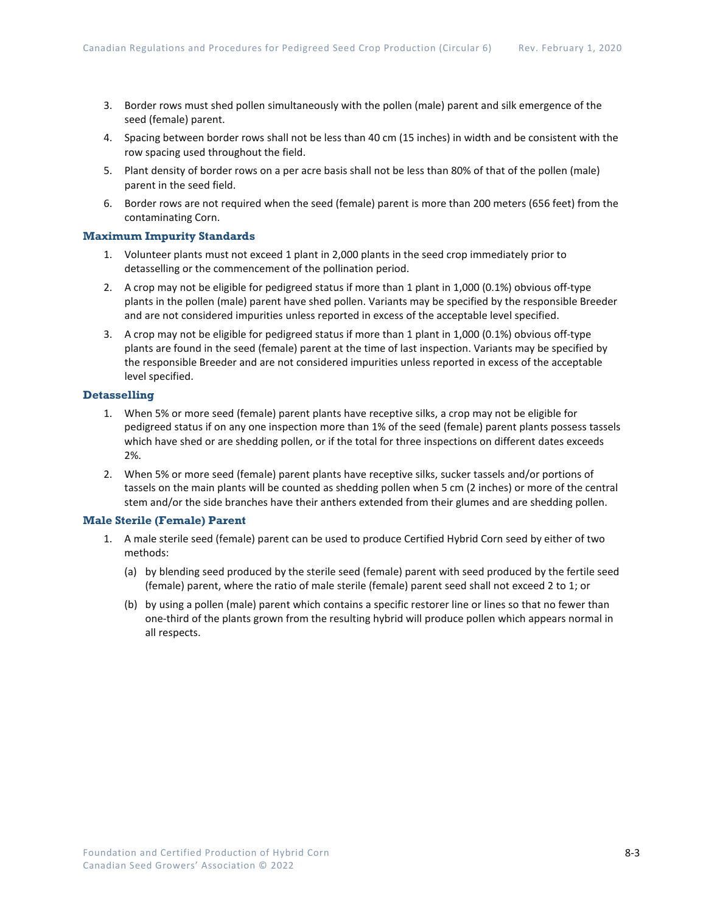3. Border rows must shed pollen simultaneously with the pollen (male) parent and silk emergence of the seed (female) parent.
4. Spacing between border rows shall not be less than 40 cm (15 inches) in width and be consistent with the row spacing used throughout the field.
5. Plant density of border rows on a per acre basis shall not be less than 80% of that of the pollen (male) parent in the seed field.
6. Border rows are not required when the seed (female) parent is more than 200 meters (656 feet) from the contaminating Corn.

### Maximum Impurity Standards

1. Volunteer plants must not exceed 1 plant in 2,000 plants in the seed crop immediately prior to detasselling or the commencement of the pollination period.
2. A crop may not be eligible for pedigreed status if more than 1 plant in 1,000 (0.1%) obvious off-type plants in the pollen (male) parent have shed pollen. Variants may be specified by the responsible Breeder and are not considered impurities unless reported in excess of the acceptable level specified.
3. A crop may not be eligible for pedigreed status if more than 1 plant in 1,000 (0.1%) obvious off-type plants are found in the seed (female) parent at the time of last inspection. Variants may be specified by the responsible Breeder and are not considered impurities unless reported in excess of the acceptable level specified.

### Detasselling

1. When 5% or more seed (female) parent plants have receptive silks, a crop may not be eligible for pedigreed status if on any one inspection more than 1% of the seed (female) parent plants possess tassels which have shed or are shedding pollen, or if the total for three inspections on different dates exceeds 2%.
2. When 5% or more seed (female) parent plants have receptive silks, sucker tassels and/or portions of tassels on the main plants will be counted as shedding pollen when 5 cm (2 inches) or more of the central stem and/or the side branches have their anthers extended from their glumes and are shedding pollen.

### Male Sterile (Female) Parent

1. A male sterile seed (female) parent can be used to produce Certified Hybrid Corn seed by either of two methods:

   (a) by blending seed produced by the sterile seed (female) parent with seed produced by the fertile seed (female) parent, where the ratio of male sterile (female) parent seed shall not exceed 2 to 1; or

   (b) by using a pollen (male) parent which contains a specific restorer line or lines so that no fewer than one-third of the plants grown from the resulting hybrid will produce pollen which appears normal in all respects.